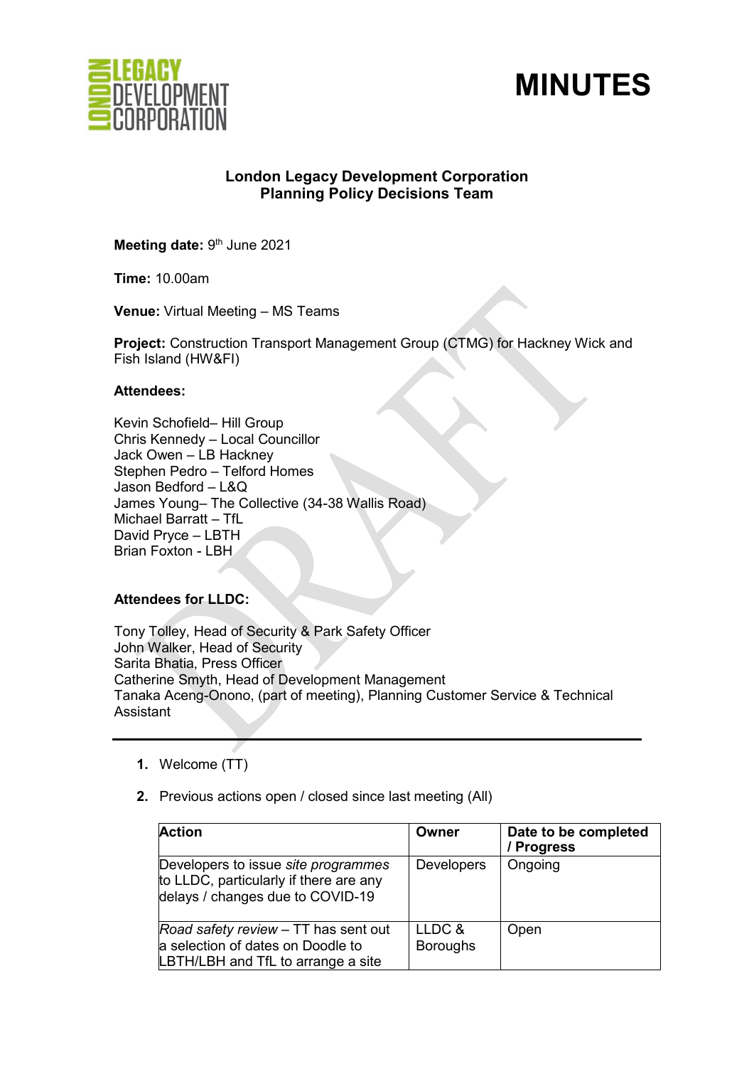# MINUTES

## London Legacy Development Corporation
## Planning Policy Decisions Team

**Meeting date:** 9th June 2021

**Time:** 10.00am

**Venue:** Virtual Meeting – MS Teams

**Project:** Construction Transport Management Group (CTMG) for Hackney Wick and Fish Island (HW&FI)

**Attendees:**

Kevin Schofield– Hill Group
Chris Kennedy – Local Councillor
Jack Owen – LB Hackney
Stephen Pedro – Telford Homes
Jason Bedford – L&Q
James Young– The Collective (34-38 Wallis Road)
Michael Barratt – TfL
David Pryce – LBTH
Brian Foxton - LBH

**Attendees for LLDC:**

Tony Tolley, Head of Security & Park Safety Officer
John Walker, Head of Security
Sarita Bhatia, Press Officer
Catherine Smyth, Head of Development Management
Tanaka Aceng-Onono, (part of meeting), Planning Customer Service & Technical Assistant

---

1. Welcome (TT)

2. Previous actions open / closed since last meeting (All)

| Action | Owner | Date to be completed / Progress |
| --- | --- | --- |
| Developers to issue *site programmes* to LLDC, particularly if there are any delays / changes due to COVID-19 | Developers | Ongoing |
| *Road safety review* – TT has sent out a selection of dates on Doodle to LBTH/LBH and TfL to arrange a site | LLDC & Boroughs | Open |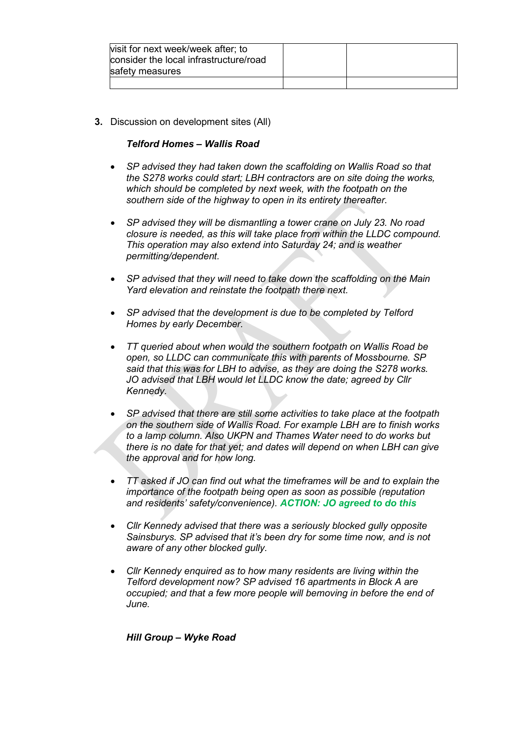| visit for next week/week after; to consider the local infrastructure/road safety measures | | |
| --- | --- | --- |
| | | |

3. Discussion on development sites (All)

***Telford Homes – Wallis Road***

- *SP advised they had taken down the scaffolding on Wallis Road so that the S278 works could start; LBH contractors are on site doing the works, which should be completed by next week, with the footpath on the southern side of the highway to open in its entirety thereafter.*

- *SP advised they will be dismantling a tower crane on July 23. No road closure is needed, as this will take place from within the LLDC compound. This operation may also extend into Saturday 24; and is weather permitting/dependent.*

- *SP advised that they will need to take down the scaffolding on the Main Yard elevation and reinstate the footpath there next.*

- *SP advised that the development is due to be completed by Telford Homes by early December.*

- *TT queried about when would the southern footpath on Wallis Road be open, so LLDC can communicate this with parents of Mossbourne. SP said that this was for LBH to advise, as they are doing the S278 works. JO advised that LBH would let LLDC know the date; agreed by Cllr Kennedy.*

- *SP advised that there are still some activities to take place at the footpath on the southern side of Wallis Road. For example LBH are to finish works to a lamp column. Also UKPN and Thames Water need to do works but there is no date for that yet; and dates will depend on when LBH can give the approval and for how long.*

- *TT asked if JO can find out what the timeframes will be and to explain the importance of the footpath being open as soon as possible (reputation and residents' safety/convenience).* ***ACTION: JO agreed to do this***

- *Cllr Kennedy advised that there was a seriously blocked gully opposite Sainsburys. SP advised that it's been dry for some time now, and is not aware of any other blocked gully.*

- *Cllr Kennedy enquired as to how many residents are living within the Telford development now? SP advised 16 apartments in Block A are occupied; and that a few more people will bemoving in before the end of June.*

***Hill Group – Wyke Road***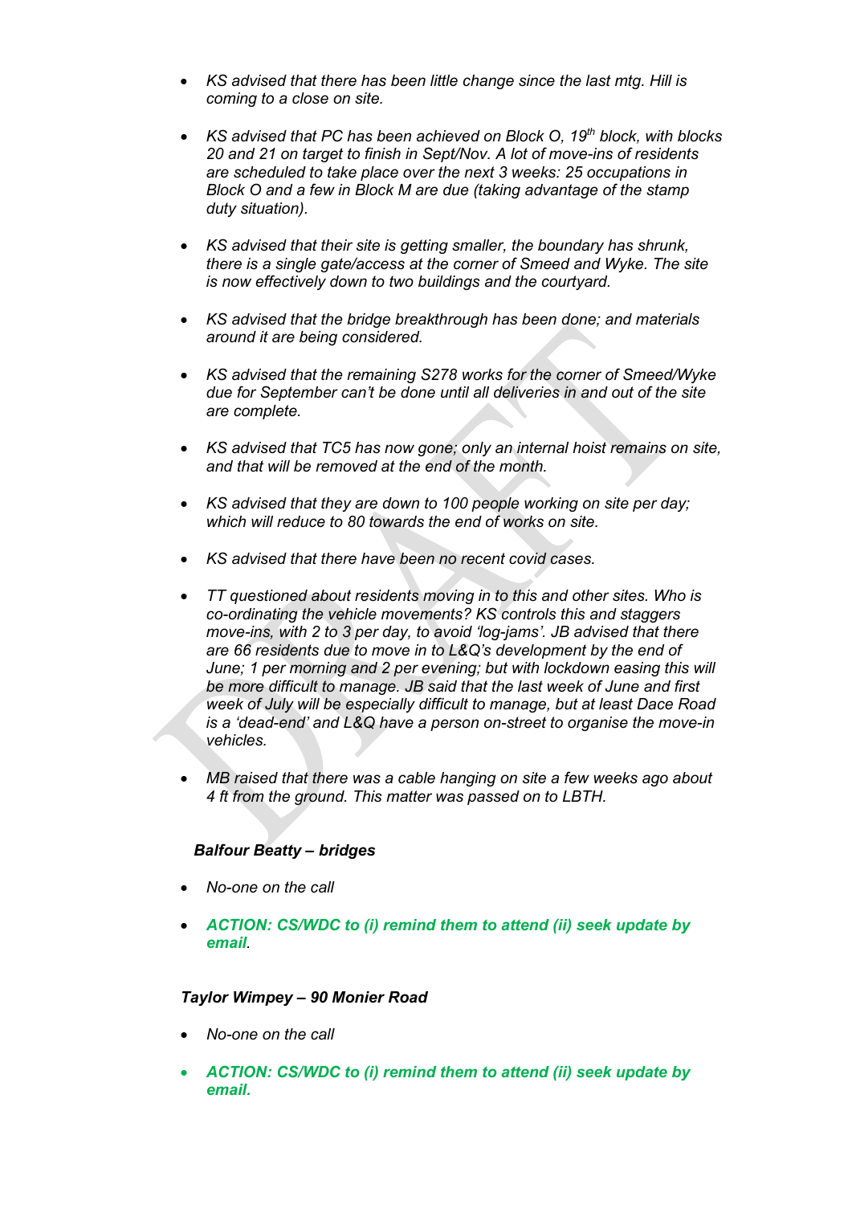- *KS advised that there has been little change since the last mtg. Hill is coming to a close on site.*

- *KS advised that PC has been achieved on Block O, 19th block, with blocks 20 and 21 on target to finish in Sept/Nov. A lot of move-ins of residents are scheduled to take place over the next 3 weeks: 25 occupations in Block O and a few in Block M are due (taking advantage of the stamp duty situation).*

- *KS advised that their site is getting smaller, the boundary has shrunk, there is a single gate/access at the corner of Smeed and Wyke. The site is now effectively down to two buildings and the courtyard.*

- *KS advised that the bridge breakthrough has been done; and materials around it are being considered.*

- *KS advised that the remaining S278 works for the corner of Smeed/Wyke due for September can't be done until all deliveries in and out of the site are complete.*

- *KS advised that TC5 has now gone; only an internal hoist remains on site, and that will be removed at the end of the month.*

- *KS advised that they are down to 100 people working on site per day; which will reduce to 80 towards the end of works on site.*

- *KS advised that there have been no recent covid cases.*

- *TT questioned about residents moving in to this and other sites. Who is co-ordinating the vehicle movements? KS controls this and staggers move-ins, with 2 to 3 per day, to avoid 'log-jams'. JB advised that there are 66 residents due to move in to L&Q's development by the end of June; 1 per morning and 2 per evening; but with lockdown easing this will be more difficult to manage. JB said that the last week of June and first week of July will be especially difficult to manage, but at least Dace Road is a 'dead-end' and L&Q have a person on-street to organise the move-in vehicles.*

- *MB raised that there was a cable hanging on site a few weeks ago about 4 ft from the ground. This matter was passed on to LBTH.*

***Balfour Beatty – bridges***

- *No-one on the call*

- ***ACTION: CS/WDC to (i) remind them to attend (ii) seek update by email***.

***Taylor Wimpey – 90 Monier Road***

- *No-one on the call*

- ***ACTION: CS/WDC to (i) remind them to attend (ii) seek update by email.***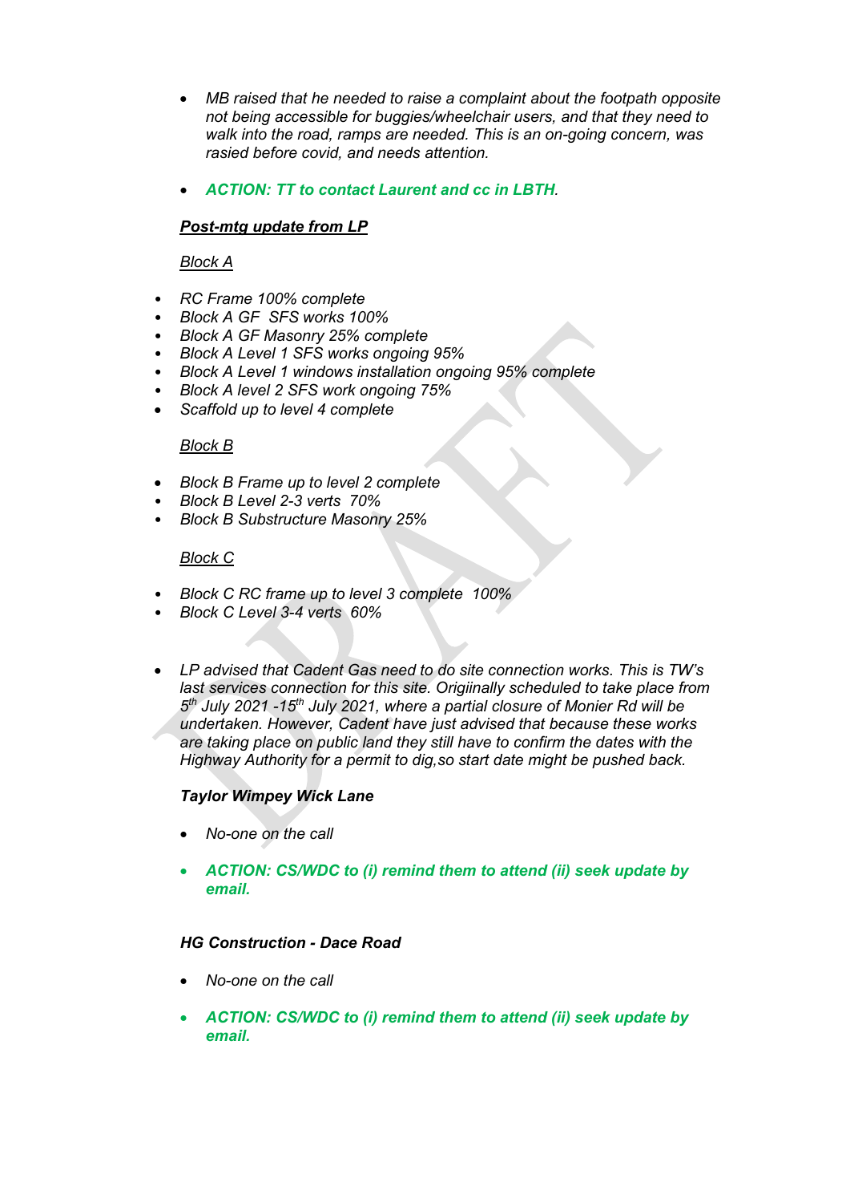- *MB raised that he needed to raise a complaint about the footpath opposite not being accessible for buggies/wheelchair users, and that they need to walk into the road, ramps are needed. This is an on-going concern, was rasied before covid, and needs attention.*

- ***ACTION: TT to contact Laurent and cc in LBTH***.

***Post-mtg update from LP***

*Block A*

- *RC Frame 100% complete*
- *Block A GF  SFS works 100%*
- *Block A GF Masonry 25% complete*
- *Block A Level 1 SFS works ongoing 95%*
- *Block A Level 1 windows installation ongoing 95% complete*
- *Block A level 2 SFS work ongoing 75%*
- *Scaffold up to level 4 complete*

*Block B*

- *Block B Frame up to level 2 complete*
- *Block B Level 2-3 verts  70%*
- *Block B Substructure Masonry 25%*

*Block C*

- *Block C RC frame up to level 3 complete  100%*
- *Block C Level 3-4 verts  60%*

- *LP advised that Cadent Gas need to do site connection works. This is TW's last services connection for this site. Origiinally scheduled to take place from 5th July 2021 -15th July 2021, where a partial closure of Monier Rd will be undertaken. However, Cadent have just advised that because these works are taking place on public land they still have to confirm the dates with the Highway Authority for a permit to dig,so start date might be pushed back.*

***Taylor Wimpey Wick Lane***

- *No-one on the call*

- ***ACTION: CS/WDC to (i) remind them to attend (ii) seek update by email.***

***HG Construction - Dace Road***

- *No-one on the call*

- ***ACTION: CS/WDC to (i) remind them to attend (ii) seek update by email.***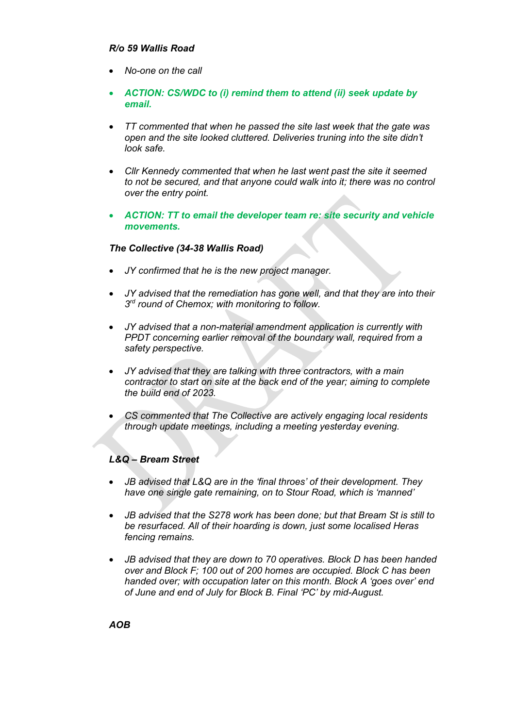***R/o 59 Wallis Road***

- *No-one on the call*
- ***ACTION: CS/WDC to (i) remind them to attend (ii) seek update by email.***
- *TT commented that when he passed the site last week that the gate was open and the site looked cluttered. Deliveries truning into the site didn't look safe.*
- *Cllr Kennedy commented that when he last went past the site it seemed to not be secured, and that anyone could walk into it; there was no control over the entry point.*
- ***ACTION: TT to email the developer team re: site security and vehicle movements.***

***The Collective (34-38 Wallis Road)***

- *JY confirmed that he is the new project manager.*
- *JY advised that the remediation has gone well, and that they are into their 3rd round of Chemox; with monitoring to follow.*
- *JY advised that a non-material amendment application is currently with PPDT concerning earlier removal of the boundary wall, required from a safety perspective.*
- *JY advised that they are talking with three contractors, with a main contractor to start on site at the back end of the year; aiming to complete the build end of 2023.*
- *CS commented that The Collective are actively engaging local residents through update meetings, including a meeting yesterday evening.*

***L&Q – Bream Street***

- *JB advised that L&Q are in the 'final throes' of their development. They have one single gate remaining, on to Stour Road, which is 'manned'*
- *JB advised that the S278 work has been done; but that Bream St is still to be resurfaced. All of their hoarding is down, just some localised Heras fencing remains.*
- *JB advised that they are down to 70 operatives. Block D has been handed over and Block F; 100 out of 200 homes are occupied. Block C has been handed over; with occupation later on this month. Block A 'goes over' end of June and end of July for Block B. Final 'PC' by mid-August.*

***AOB***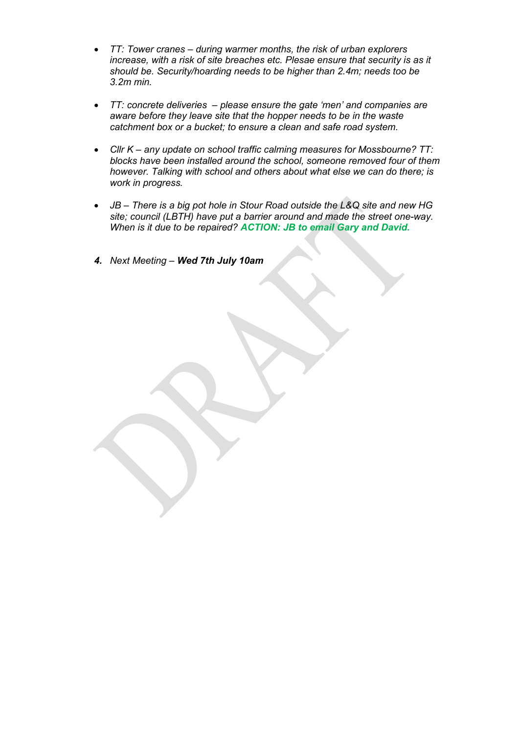- *TT: Tower cranes – during warmer months, the risk of urban explorers increase, with a risk of site breaches etc. Plesae ensure that security is as it should be. Security/hoarding needs to be higher than 2.4m; needs too be 3.2m min.*

- *TT: concrete deliveries – please ensure the gate 'men' and companies are aware before they leave site that the hopper needs to be in the waste catchment box or a bucket; to ensure a clean and safe road system.*

- *Cllr K – any update on school traffic calming measures for Mossbourne? TT: blocks have been installed around the school, someone removed four of them however. Talking with school and others about what else we can do there; is work in progress.*

- *JB – There is a big pot hole in Stour Road outside the L&Q site and new HG site; council (LBTH) have put a barrier around and made the street one-way. When is it due to be repaired?* ***ACTION: JB to email Gary and David.***

***4.*** *Next Meeting –* ***Wed 7th July 10am***